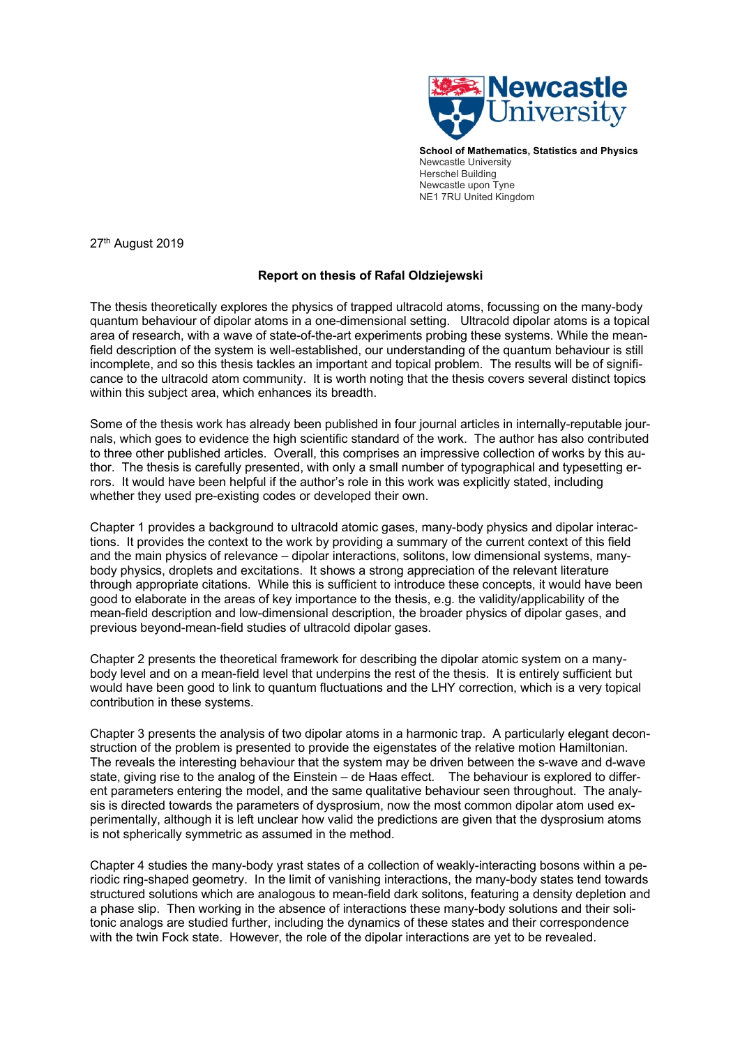**School of Mathematics, Statistics and Physics**
Newcastle University
Herschel Building
Newcastle upon Tyne
NE1 7RU United Kingdom

27th August 2019

**Report on thesis of Rafal Oldziejewski**

The thesis theoretically explores the physics of trapped ultracold atoms, focussing on the many-body quantum behaviour of dipolar atoms in a one-dimensional setting. Ultracold dipolar atoms is a topical area of research, with a wave of state-of-the-art experiments probing these systems. While the mean-field description of the system is well-established, our understanding of the quantum behaviour is still incomplete, and so this thesis tackles an important and topical problem. The results will be of significance to the ultracold atom community. It is worth noting that the thesis covers several distinct topics within this subject area, which enhances its breadth.

Some of the thesis work has already been published in four journal articles in internally-reputable journals, which goes to evidence the high scientific standard of the work. The author has also contributed to three other published articles. Overall, this comprises an impressive collection of works by this author. The thesis is carefully presented, with only a small number of typographical and typesetting errors. It would have been helpful if the author's role in this work was explicitly stated, including whether they used pre-existing codes or developed their own.

Chapter 1 provides a background to ultracold atomic gases, many-body physics and dipolar interactions. It provides the context to the work by providing a summary of the current context of this field and the main physics of relevance – dipolar interactions, solitons, low dimensional systems, many-body physics, droplets and excitations. It shows a strong appreciation of the relevant literature through appropriate citations. While this is sufficient to introduce these concepts, it would have been good to elaborate in the areas of key importance to the thesis, e.g. the validity/applicability of the mean-field description and low-dimensional description, the broader physics of dipolar gases, and previous beyond-mean-field studies of ultracold dipolar gases.

Chapter 2 presents the theoretical framework for describing the dipolar atomic system on a many-body level and on a mean-field level that underpins the rest of the thesis. It is entirely sufficient but would have been good to link to quantum fluctuations and the LHY correction, which is a very topical contribution in these systems.

Chapter 3 presents the analysis of two dipolar atoms in a harmonic trap. A particularly elegant deconstruction of the problem is presented to provide the eigenstates of the relative motion Hamiltonian. The reveals the interesting behaviour that the system may be driven between the s-wave and d-wave state, giving rise to the analog of the Einstein – de Haas effect. The behaviour is explored to different parameters entering the model, and the same qualitative behaviour seen throughout. The analysis is directed towards the parameters of dysprosium, now the most common dipolar atom used experimentally, although it is left unclear how valid the predictions are given that the dysprosium atoms is not spherically symmetric as assumed in the method.

Chapter 4 studies the many-body yrast states of a collection of weakly-interacting bosons within a periodic ring-shaped geometry. In the limit of vanishing interactions, the many-body states tend towards structured solutions which are analogous to mean-field dark solitons, featuring a density depletion and a phase slip. Then working in the absence of interactions these many-body solutions and their solitonic analogs are studied further, including the dynamics of these states and their correspondence with the twin Fock state. However, the role of the dipolar interactions are yet to be revealed.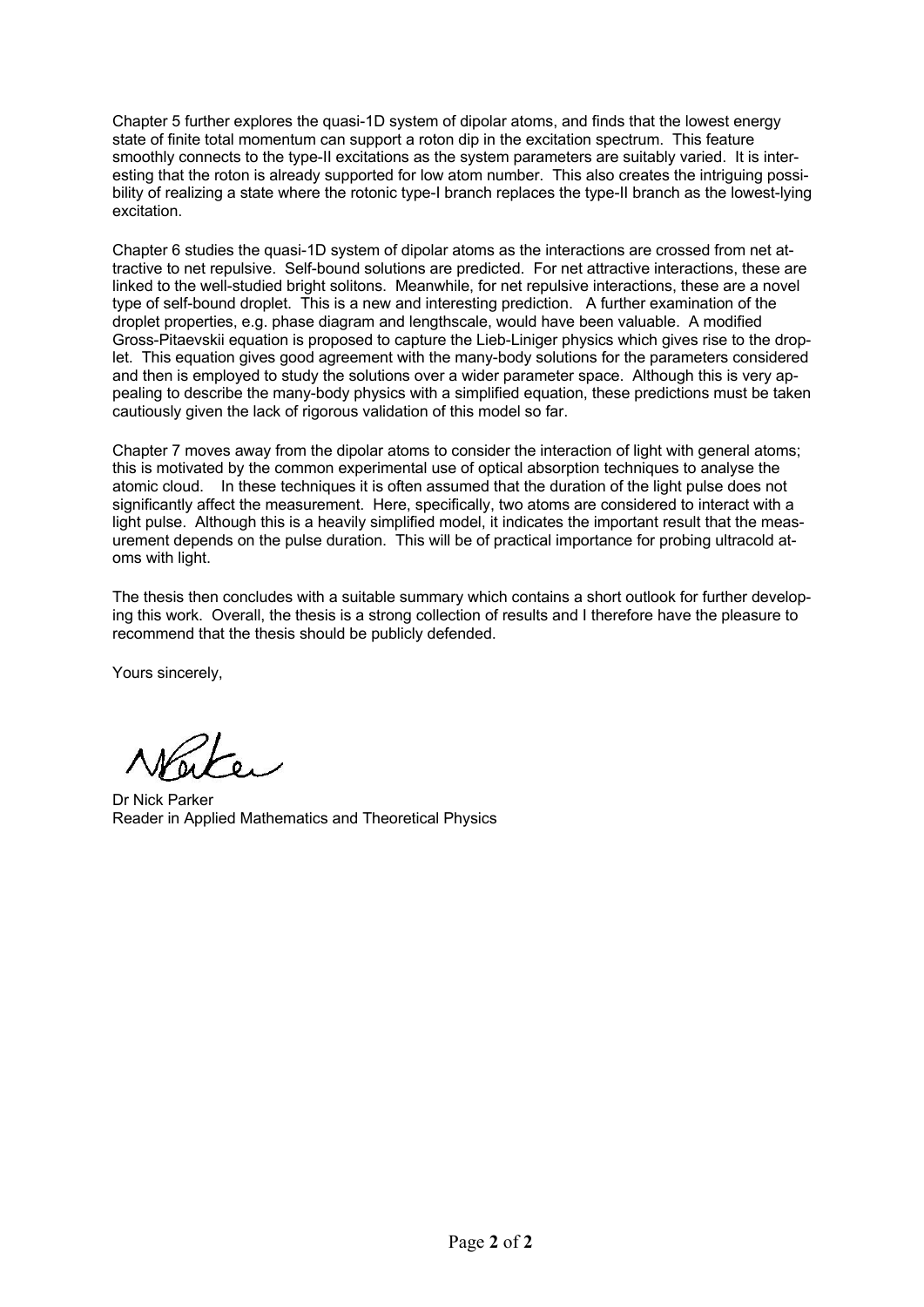Chapter 5 further explores the quasi-1D system of dipolar atoms, and finds that the lowest energy state of finite total momentum can support a roton dip in the excitation spectrum. This feature smoothly connects to the type-II excitations as the system parameters are suitably varied. It is interesting that the roton is already supported for low atom number. This also creates the intriguing possibility of realizing a state where the rotonic type-I branch replaces the type-II branch as the lowest-lying excitation.

Chapter 6 studies the quasi-1D system of dipolar atoms as the interactions are crossed from net attractive to net repulsive. Self-bound solutions are predicted. For net attractive interactions, these are linked to the well-studied bright solitons. Meanwhile, for net repulsive interactions, these are a novel type of self-bound droplet. This is a new and interesting prediction. A further examination of the droplet properties, e.g. phase diagram and lengthscale, would have been valuable. A modified Gross-Pitaevskii equation is proposed to capture the Lieb-Liniger physics which gives rise to the droplet. This equation gives good agreement with the many-body solutions for the parameters considered and then is employed to study the solutions over a wider parameter space. Although this is very appealing to describe the many-body physics with a simplified equation, these predictions must be taken cautiously given the lack of rigorous validation of this model so far.

Chapter 7 moves away from the dipolar atoms to consider the interaction of light with general atoms; this is motivated by the common experimental use of optical absorption techniques to analyse the atomic cloud. In these techniques it is often assumed that the duration of the light pulse does not significantly affect the measurement. Here, specifically, two atoms are considered to interact with a light pulse. Although this is a heavily simplified model, it indicates the important result that the measurement depends on the pulse duration. This will be of practical importance for probing ultracold atoms with light.

The thesis then concludes with a suitable summary which contains a short outlook for further developing this work. Overall, the thesis is a strong collection of results and I therefore have the pleasure to recommend that the thesis should be publicly defended.

Yours sincerely,

Dr Nick Parker
Reader in Applied Mathematics and Theoretical Physics